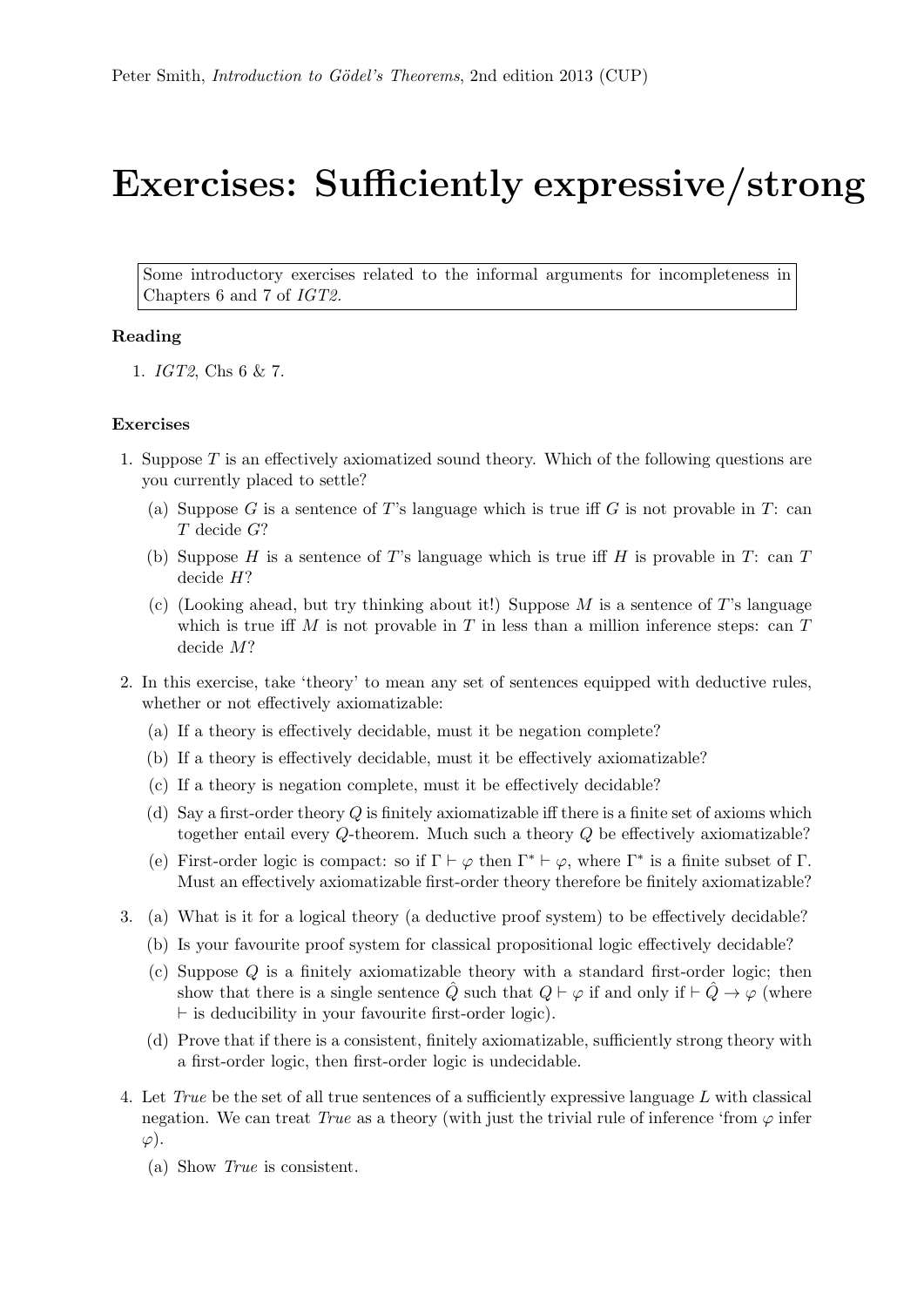Peter Smith, *Introduction to Gödel's Theorems*, 2nd edition 2013 (CUP)

# Exercises: Sufficiently expressive/strong

> Some introductory exercises related to the informal arguments for incompleteness in Chapters 6 and 7 of *IGT2*.

### Reading

1. *IGT2*, Chs 6 & 7.

### Exercises

1. Suppose $T$ is an effectively axiomatized sound theory. Which of the following questions are you currently placed to settle?
   (a) Suppose $G$ is a sentence of $T$'s language which is true iff $G$ is not provable in $T$: can $T$ decide $G$?
   (b) Suppose $H$ is a sentence of $T$'s language which is true iff $H$ is provable in $T$: can $T$ decide $H$?
   (c) (Looking ahead, but try thinking about it!) Suppose $M$ is a sentence of $T$'s language which is true iff $M$ is not provable in $T$ in less than a million inference steps: can $T$ decide $M$?

2. In this exercise, take 'theory' to mean any set of sentences equipped with deductive rules, whether or not effectively axiomatizable:
   (a) If a theory is effectively decidable, must it be negation complete?
   (b) If a theory is effectively decidable, must it be effectively axiomatizable?
   (c) If a theory is negation complete, must it be effectively decidable?
   (d) Say a first-order theory $Q$ is finitely axiomatizable iff there is a finite set of axioms which together entail every $Q$-theorem. Much such a theory $Q$ be effectively axiomatizable?
   (e) First-order logic is compact: so if $\Gamma \vdash \varphi$ then $\Gamma^* \vdash \varphi$, where $\Gamma^*$ is a finite subset of $\Gamma$. Must an effectively axiomatizable first-order theory therefore be finitely axiomatizable?

3. (a) What is it for a logical theory (a deductive proof system) to be effectively decidable?
   (b) Is your favourite proof system for classical propositional logic effectively decidable?
   (c) Suppose $Q$ is a finitely axiomatizable theory with a standard first-order logic; then show that there is a single sentence $\hat{Q}$ such that $Q \vdash \varphi$ if and only if $\vdash \hat{Q} \to \varphi$ (where $\vdash$ is deducibility in your favourite first-order logic).
   (d) Prove that if there is a consistent, finitely axiomatizable, sufficiently strong theory with a first-order logic, then first-order logic is undecidable.

4. Let *True* be the set of all true sentences of a sufficiently expressive language $L$ with classical negation. We can treat *True* as a theory (with just the trivial rule of inference 'from $\varphi$ infer $\varphi$).
   (a) Show *True* is consistent.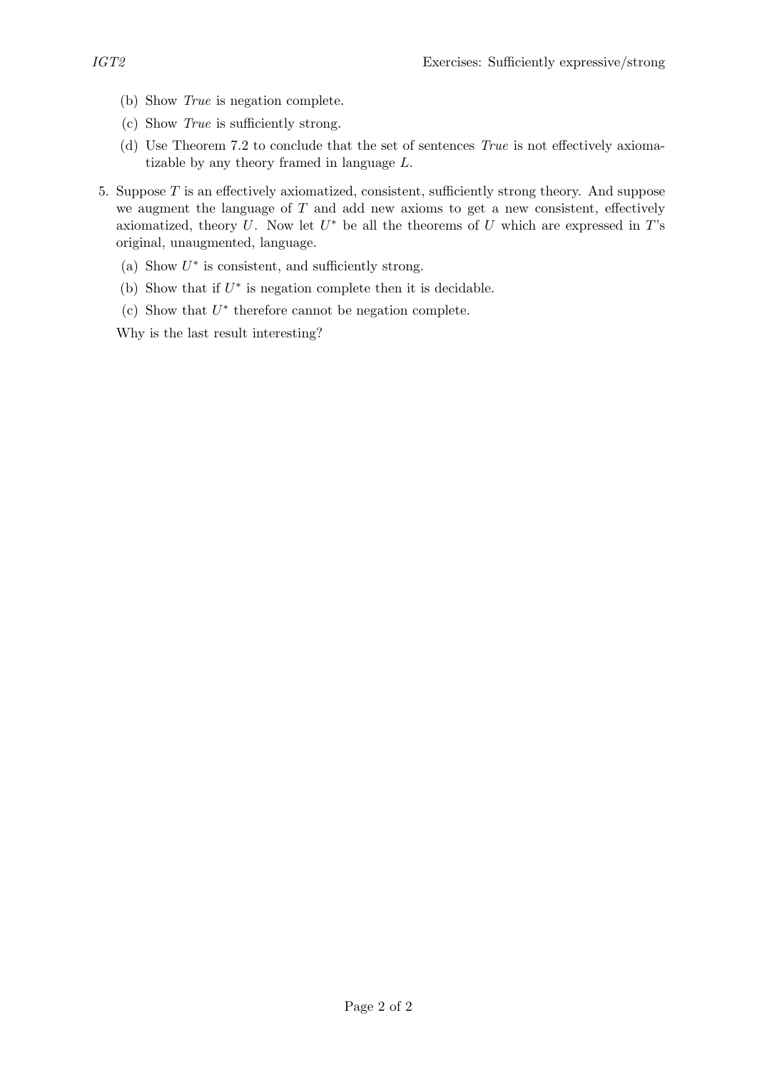(b) Show *True* is negation complete.

(c) Show *True* is sufficiently strong.

(d) Use Theorem 7.2 to conclude that the set of sentences *True* is not effectively axiomatizable by any theory framed in language $L$.

5. Suppose $T$ is an effectively axiomatized, consistent, sufficiently strong theory. And suppose we augment the language of $T$ and add new axioms to get a new consistent, effectively axiomatized, theory $U$. Now let $U^*$ be all the theorems of $U$ which are expressed in $T$'s original, unaugmented, language.

   (a) Show $U^*$ is consistent, and sufficiently strong.

   (b) Show that if $U^*$ is negation complete then it is decidable.

   (c) Show that $U^*$ therefore cannot be negation complete.

   Why is the last result interesting?